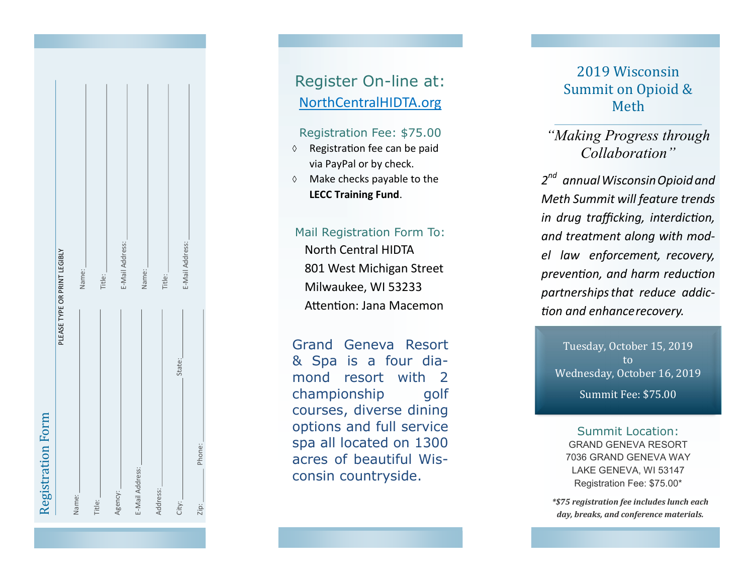## Registration Form

PLEASE TYPE OR PRINT LEGIBLY

Name: ____________________

Title: ____________________

Agency: ____________________

E-Mail Address: ____________________

Address: ____________________

City: ____________ State: ____________

Zip: ____________ Phone: ____________

Name: ____________________

Title: ____________________

E-Mail Address: ____________________

Name: ____________________

Title: ____________________

E-Mail Address: ____________________

## Register On-line at:

[NorthCentralHIDTA.org](NorthCentralHIDTA.org)

### Registration Fee: $75.00

- Registration fee can be paid via PayPal or by check.
- Make checks payable to the **LECC Training Fund**.

### Mail Registration Form To:

North Central HIDTA
801 West Michigan Street
Milwaukee, WI 53233
Attention: Jana Macemon

Grand Geneva Resort & Spa is a four diamond resort with 2 championship golf courses, diverse dining options and full service spa all located on 1300 acres of beautiful Wisconsin countryside.

# 2019 Wisconsin Summit on Opioid & Meth

*"Making Progress through Collaboration"*

*2nd annual Wisconsin Opioid and Meth Summit will feature trends in drug trafficking, interdiction, and treatment along with model law enforcement, recovery, prevention, and harm reduction partnerships that reduce addiction and enhance recovery.*

Tuesday, October 15, 2019
to
Wednesday, October 16, 2019

Summit Fee: $75.00

### Summit Location:

GRAND GENEVA RESORT
7036 GRAND GENEVA WAY
LAKE GENEVA, WI 53147
Registration Fee: $75.00*

***$75 registration fee includes lunch each day, breaks, and conference materials.**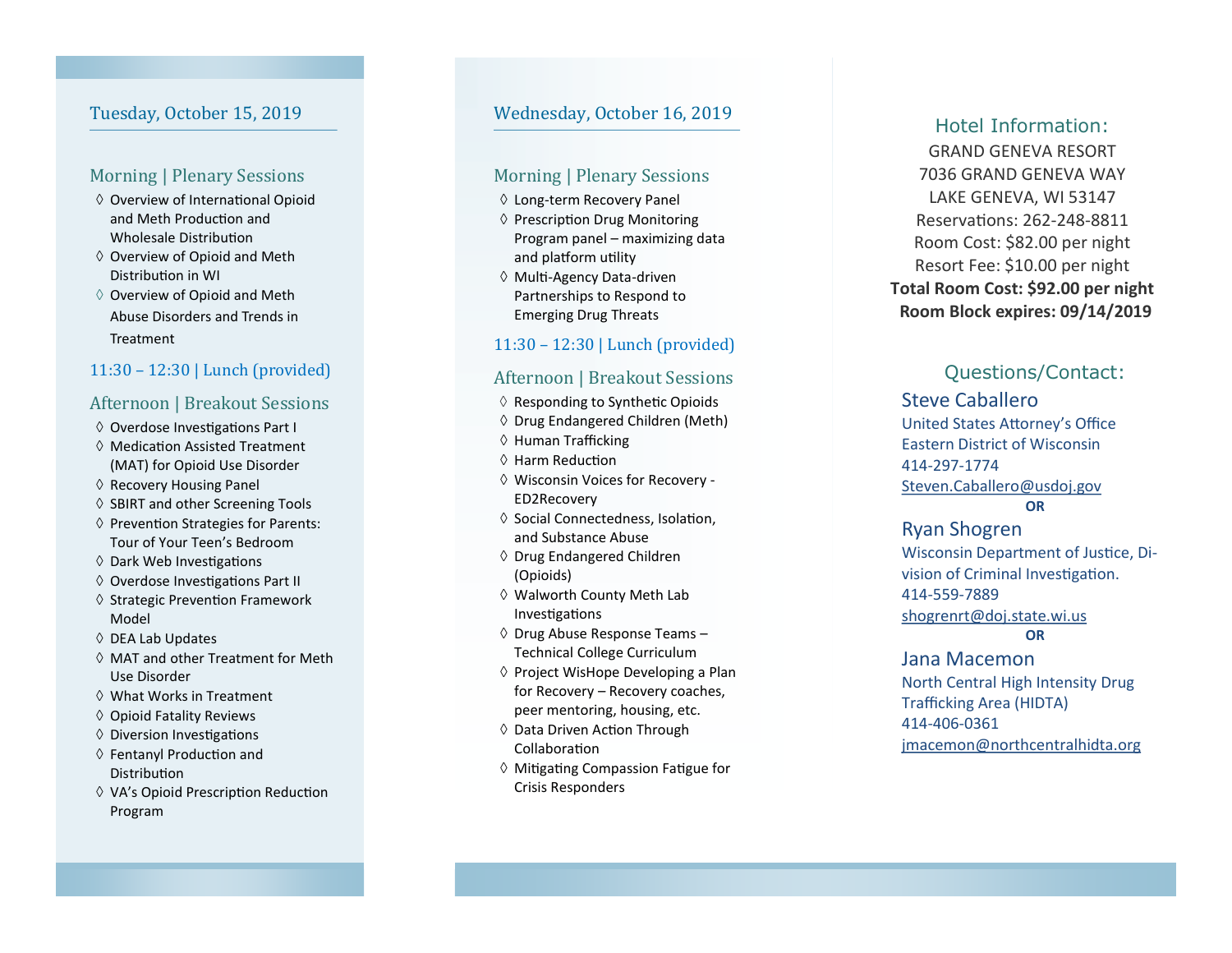## Tuesday, October 15, 2019

### Morning | Plenary Sessions

- Overview of International Opioid and Meth Production and Wholesale Distribution
- Overview of Opioid and Meth Distribution in WI
- Overview of Opioid and Meth Abuse Disorders and Trends in Treatment

### 11:30 – 12:30 | Lunch (provided)

### Afternoon | Breakout Sessions

- Overdose Investigations Part I
- Medication Assisted Treatment (MAT) for Opioid Use Disorder
- Recovery Housing Panel
- SBIRT and other Screening Tools
- Prevention Strategies for Parents: Tour of Your Teen's Bedroom
- Dark Web Investigations
- Overdose Investigations Part II
- Strategic Prevention Framework Model
- DEA Lab Updates
- MAT and other Treatment for Meth Use Disorder
- What Works in Treatment
- Opioid Fatality Reviews
- Diversion Investigations
- Fentanyl Production and Distribution
- VA's Opioid Prescription Reduction Program

## Wednesday, October 16, 2019

### Morning | Plenary Sessions

- Long-term Recovery Panel
- Prescription Drug Monitoring Program panel – maximizing data and platform utility
- Multi-Agency Data-driven Partnerships to Respond to Emerging Drug Threats

### 11:30 – 12:30 | Lunch (provided)

### Afternoon | Breakout Sessions

- Responding to Synthetic Opioids
- Drug Endangered Children (Meth)
- Human Trafficking
- Harm Reduction
- Wisconsin Voices for Recovery - ED2Recovery
- Social Connectedness, Isolation, and Substance Abuse
- Drug Endangered Children (Opioids)
- Walworth County Meth Lab Investigations
- Drug Abuse Response Teams – Technical College Curriculum
- Project WisHope Developing a Plan for Recovery – Recovery coaches, peer mentoring, housing, etc.
- Data Driven Action Through Collaboration
- Mitigating Compassion Fatigue for Crisis Responders

## Hotel Information:

GRAND GENEVA RESORT
7036 GRAND GENEVA WAY
LAKE GENEVA, WI 53147
Reservations: 262-248-8811
Room Cost: $82.00 per night
Resort Fee: $10.00 per night
**Total Room Cost: $92.00 per night**
**Room Block expires: 09/14/2019**

## Questions/Contact:

### Steve Caballero

United States Attorney's Office
Eastern District of Wisconsin
414-297-1774
Steven.Caballero@usdoj.gov

**OR**

### Ryan Shogren

Wisconsin Department of Justice, Division of Criminal Investigation.
414-559-7889
shogrenrt@doj.state.wi.us

**OR**

### Jana Macemon

North Central High Intensity Drug Trafficking Area (HIDTA)
414-406-0361
jmacemon@northcentralhidta.org